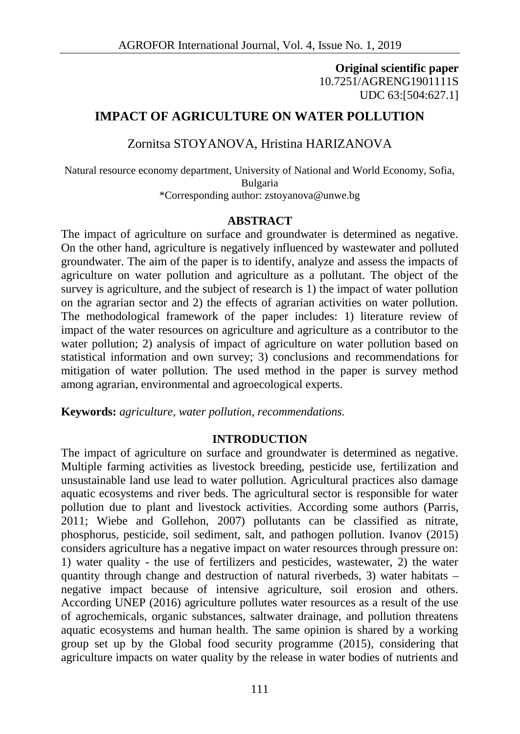**Original scientific paper**
10.7251/AGRENG1901111S
UDC 63:[504:627.1]

# IMPACT OF AGRICULTURE ON WATER POLLUTION

Zornitsa STOYANOVA, Hristina HARIZANOVA

Natural resource economy department, University of National and World Economy, Sofia, Bulgaria
*Corresponding author: zstoyanova@unwe.bg

## ABSTRACT

The impact of agriculture on surface and groundwater is determined as negative. On the other hand, agriculture is negatively influenced by wastewater and polluted groundwater. The aim of the paper is to identify, analyze and assess the impacts of agriculture on water pollution and agriculture as a pollutant. The object of the survey is agriculture, and the subject of research is 1) the impact of water pollution on the agrarian sector and 2) the effects of agrarian activities on water pollution. The methodological framework of the paper includes: 1) literature review of impact of the water resources on agriculture and agriculture as a contributor to the water pollution; 2) analysis of impact of agriculture on water pollution based on statistical information and own survey; 3) conclusions and recommendations for mitigation of water pollution. The used method in the paper is survey method among agrarian, environmental and agroecological experts.

**Keywords:** *agriculture, water pollution, recommendations.*

## INTRODUCTION

The impact of agriculture on surface and groundwater is determined as negative. Multiple farming activities as livestock breeding, pesticide use, fertilization and unsustainable land use lead to water pollution. Agricultural practices also damage aquatic ecosystems and river beds. The agricultural sector is responsible for water pollution due to plant and livestock activities. According some authors (Parris, 2011; Wiebe and Gollehon, 2007) pollutants can be classified as nitrate, phosphorus, pesticide, soil sediment, salt, and pathogen pollution. Ivanov (2015) considers agriculture has a negative impact on water resources through pressure on: 1) water quality - the use of fertilizers and pesticides, wastewater, 2) the water quantity through change and destruction of natural riverbeds, 3) water habitats – negative impact because of intensive agriculture, soil erosion and others. According UNEP (2016) agriculture pollutes water resources as a result of the use of agrochemicals, organic substances, saltwater drainage, and pollution threatens aquatic ecosystems and human health. The same opinion is shared by a working group set up by the Global food security programme (2015), considering that agriculture impacts on water quality by the release in water bodies of nutrients and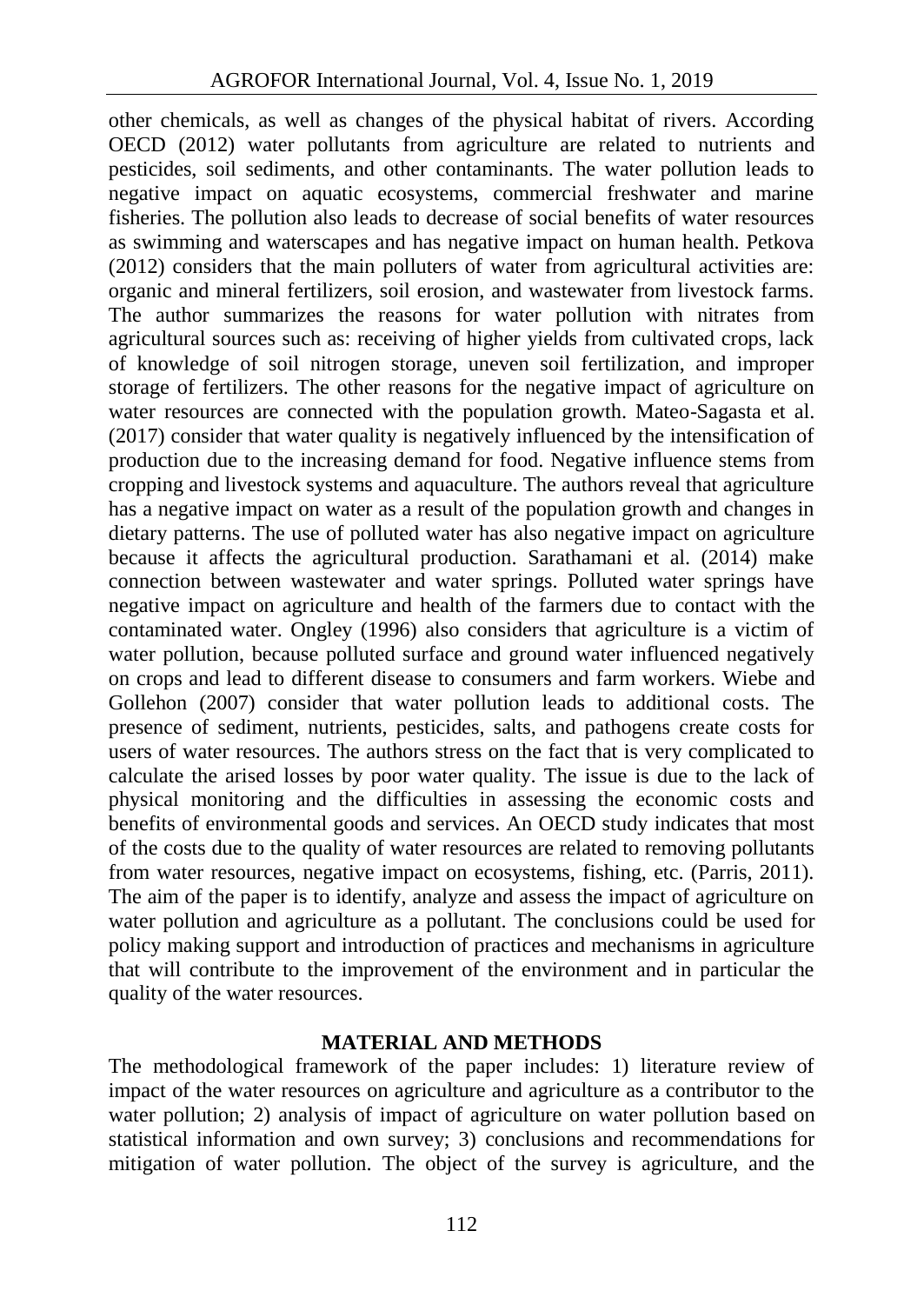other chemicals, as well as changes of the physical habitat of rivers. According OECD (2012) water pollutants from agriculture are related to nutrients and pesticides, soil sediments, and other contaminants. The water pollution leads to negative impact on aquatic ecosystems, commercial freshwater and marine fisheries. The pollution also leads to decrease of social benefits of water resources as swimming and waterscapes and has negative impact on human health. Petkova (2012) considers that the main polluters of water from agricultural activities are: organic and mineral fertilizers, soil erosion, and wastewater from livestock farms. The author summarizes the reasons for water pollution with nitrates from agricultural sources such as: receiving of higher yields from cultivated crops, lack of knowledge of soil nitrogen storage, uneven soil fertilization, and improper storage of fertilizers. The other reasons for the negative impact of agriculture on water resources are connected with the population growth. Mateo-Sagasta et al. (2017) consider that water quality is negatively influenced by the intensification of production due to the increasing demand for food. Negative influence stems from cropping and livestock systems and aquaculture. The authors reveal that agriculture has a negative impact on water as a result of the population growth and changes in dietary patterns. The use of polluted water has also negative impact on agriculture because it affects the agricultural production. Sarathamani et al. (2014) make connection between wastewater and water springs. Polluted water springs have negative impact on agriculture and health of the farmers due to contact with the contaminated water. Ongley (1996) also considers that agriculture is a victim of water pollution, because polluted surface and ground water influenced negatively on crops and lead to different disease to consumers and farm workers. Wiebe and Gollehon (2007) consider that water pollution leads to additional costs. The presence of sediment, nutrients, pesticides, salts, and pathogens create costs for users of water resources. The authors stress on the fact that is very complicated to calculate the arised losses by poor water quality. The issue is due to the lack of physical monitoring and the difficulties in assessing the economic costs and benefits of environmental goods and services. An OECD study indicates that most of the costs due to the quality of water resources are related to removing pollutants from water resources, negative impact on ecosystems, fishing, etc. (Parris, 2011). The aim of the paper is to identify, analyze and assess the impact of agriculture on water pollution and agriculture as a pollutant. The conclusions could be used for policy making support and introduction of practices and mechanisms in agriculture that will contribute to the improvement of the environment and in particular the quality of the water resources.

## MATERIAL AND METHODS

The methodological framework of the paper includes: 1) literature review of impact of the water resources on agriculture and agriculture as a contributor to the water pollution; 2) analysis of impact of agriculture on water pollution based on statistical information and own survey; 3) conclusions and recommendations for mitigation of water pollution. The object of the survey is agriculture, and the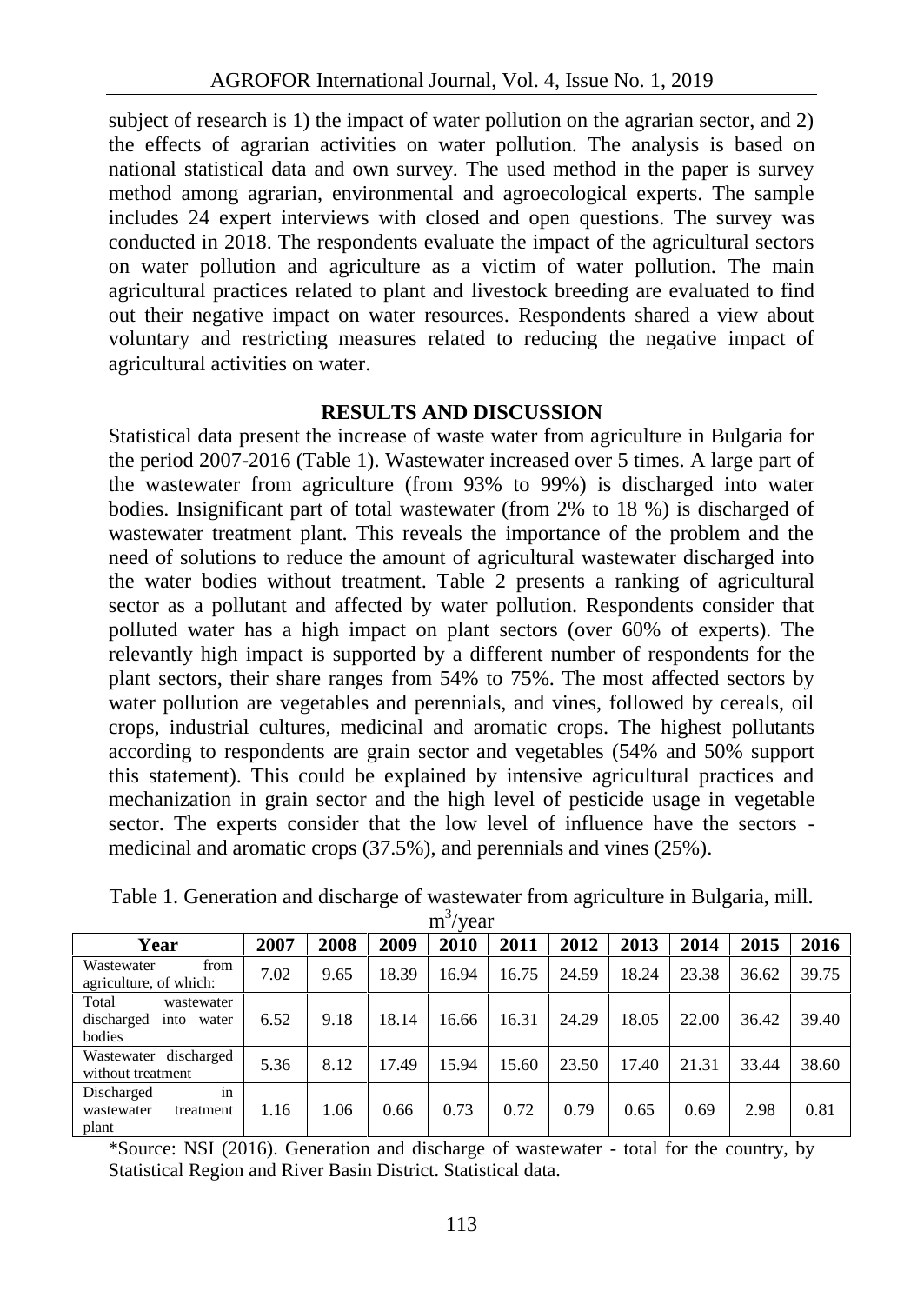subject of research is 1) the impact of water pollution on the agrarian sector, and 2) the effects of agrarian activities on water pollution. The analysis is based on national statistical data and own survey. The used method in the paper is survey method among agrarian, environmental and agroecological experts. The sample includes 24 expert interviews with closed and open questions. The survey was conducted in 2018. The respondents evaluate the impact of the agricultural sectors on water pollution and agriculture as a victim of water pollution. The main agricultural practices related to plant and livestock breeding are evaluated to find out their negative impact on water resources. Respondents shared a view about voluntary and restricting measures related to reducing the negative impact of agricultural activities on water.

## RESULTS AND DISCUSSION

Statistical data present the increase of waste water from agriculture in Bulgaria for the period 2007-2016 (Table 1). Wastewater increased over 5 times. A large part of the wastewater from agriculture (from 93% to 99%) is discharged into water bodies. Insignificant part of total wastewater (from 2% to 18 %) is discharged of wastewater treatment plant. This reveals the importance of the problem and the need of solutions to reduce the amount of agricultural wastewater discharged into the water bodies without treatment. Table 2 presents a ranking of agricultural sector as a pollutant and affected by water pollution. Respondents consider that polluted water has a high impact on plant sectors (over 60% of experts). The relevantly high impact is supported by a different number of respondents for the plant sectors, their share ranges from 54% to 75%. The most affected sectors by water pollution are vegetables and perennials, and vines, followed by cereals, oil crops, industrial cultures, medicinal and aromatic crops. The highest pollutants according to respondents are grain sector and vegetables (54% and 50% support this statement). This could be explained by intensive agricultural practices and mechanization in grain sector and the high level of pesticide usage in vegetable sector. The experts consider that the low level of influence have the sectors - medicinal and aromatic crops (37.5%), and perennials and vines (25%).

Table 1. Generation and discharge of wastewater from agriculture in Bulgaria, mill. $m^3$/year

| Year | 2007 | 2008 | 2009 | 2010 | 2011 | 2012 | 2013 | 2014 | 2015 | 2016 |
|---|---|---|---|---|---|---|---|---|---|---|
| Wastewater from agriculture, of which: | 7.02 | 9.65 | 18.39 | 16.94 | 16.75 | 24.59 | 18.24 | 23.38 | 36.62 | 39.75 |
| Total wastewater discharged into water bodies | 6.52 | 9.18 | 18.14 | 16.66 | 16.31 | 24.29 | 18.05 | 22.00 | 36.42 | 39.40 |
| Wastewater discharged without treatment | 5.36 | 8.12 | 17.49 | 15.94 | 15.60 | 23.50 | 17.40 | 21.31 | 33.44 | 38.60 |
| Discharged in wastewater treatment plant | 1.16 | 1.06 | 0.66 | 0.73 | 0.72 | 0.79 | 0.65 | 0.69 | 2.98 | 0.81 |

*Source: NSI (2016). Generation and discharge of wastewater - total for the country, by Statistical Region and River Basin District. Statistical data.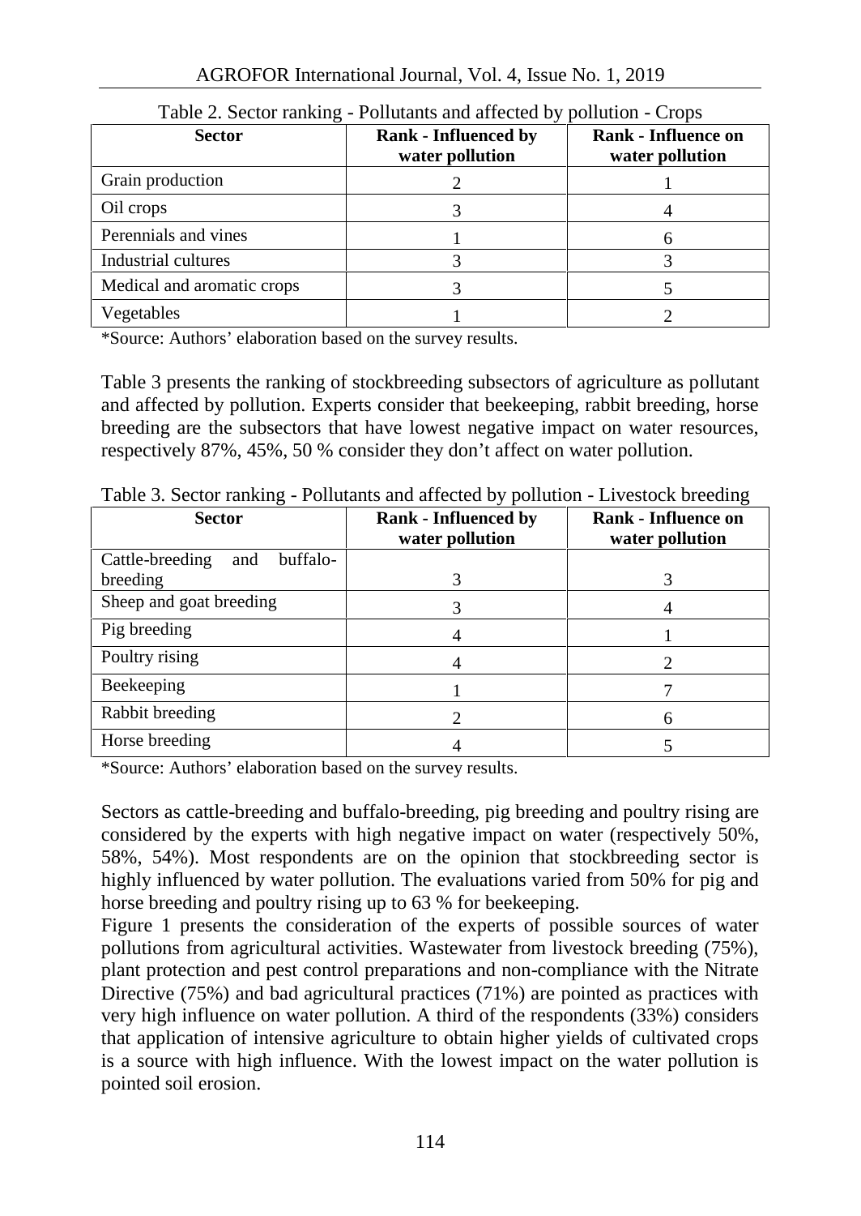Table 2. Sector ranking - Pollutants and affected by pollution - Crops

| Sector | Rank - Influenced by water pollution | Rank - Influence on water pollution |
|---|---|---|
| Grain production | 2 | 1 |
| Oil crops | 3 | 4 |
| Perennials and vines | 1 | 6 |
| Industrial cultures | 3 | 3 |
| Medical and aromatic crops | 3 | 5 |
| Vegetables | 1 | 2 |

*Source: Authors' elaboration based on the survey results.

Table 3 presents the ranking of stockbreeding subsectors of agriculture as pollutant and affected by pollution. Experts consider that beekeeping, rabbit breeding, horse breeding are the subsectors that have lowest negative impact on water resources, respectively 87%, 45%, 50 % consider they don't affect on water pollution.

Table 3. Sector ranking - Pollutants and affected by pollution - Livestock breeding

| Sector | Rank - Influenced by water pollution | Rank - Influence on water pollution |
|---|---|---|
| Cattle-breeding and buffalo-breeding | 3 | 3 |
| Sheep and goat breeding | 3 | 4 |
| Pig breeding | 4 | 1 |
| Poultry rising | 4 | 2 |
| Beekeeping | 1 | 7 |
| Rabbit breeding | 2 | 6 |
| Horse breeding | 4 | 5 |

*Source: Authors' elaboration based on the survey results.

Sectors as cattle-breeding and buffalo-breeding, pig breeding and poultry rising are considered by the experts with high negative impact on water (respectively 50%, 58%, 54%). Most respondents are on the opinion that stockbreeding sector is highly influenced by water pollution. The evaluations varied from 50% for pig and horse breeding and poultry rising up to 63 % for beekeeping.

Figure 1 presents the consideration of the experts of possible sources of water pollutions from agricultural activities. Wastewater from livestock breeding (75%), plant protection and pest control preparations and non-compliance with the Nitrate Directive (75%) and bad agricultural practices (71%) are pointed as practices with very high influence on water pollution. A third of the respondents (33%) considers that application of intensive agriculture to obtain higher yields of cultivated crops is a source with high influence. With the lowest impact on the water pollution is pointed soil erosion.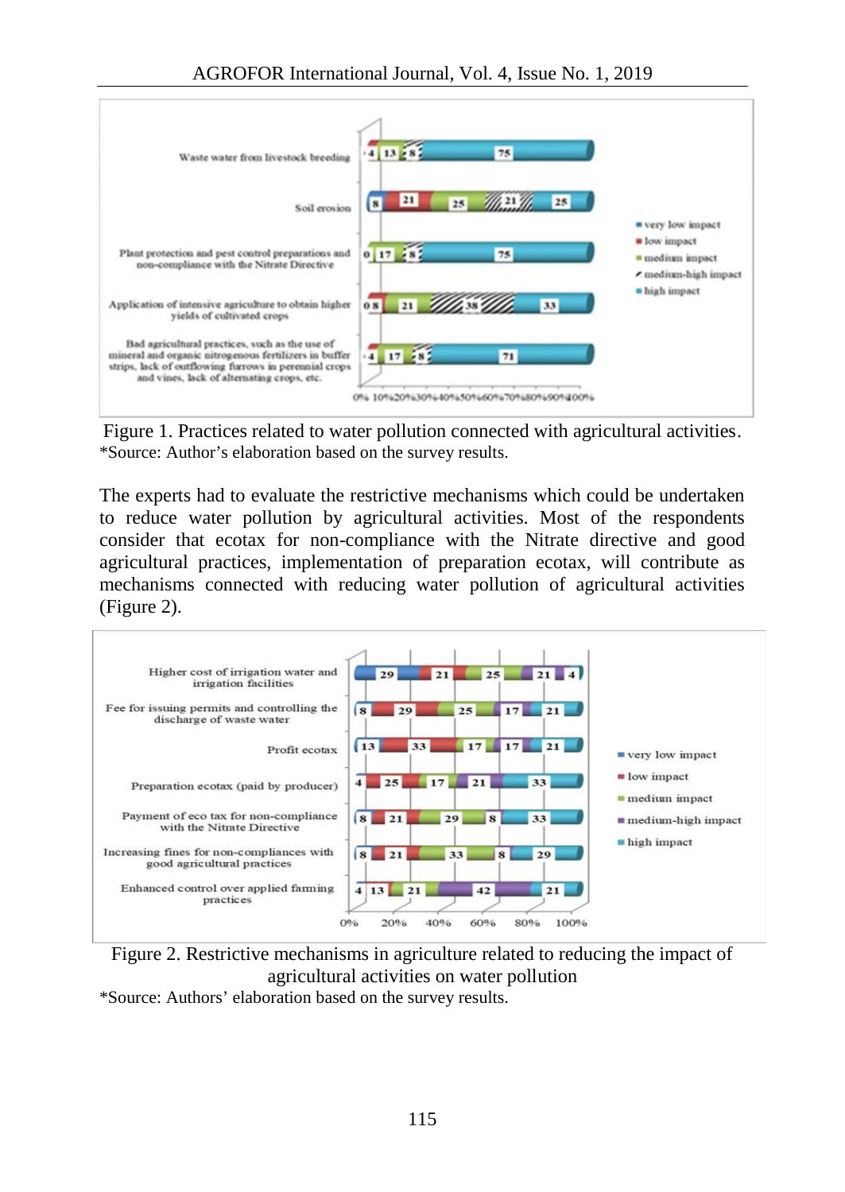Figure 1. Practices related to water pollution connected with agricultural activities.
*Source: Author's elaboration based on the survey results.

The experts had to evaluate the restrictive mechanisms which could be undertaken to reduce water pollution by agricultural activities. Most of the respondents consider that ecotax for non-compliance with the Nitrate directive and good agricultural practices, implementation of preparation ecotax, will contribute as mechanisms connected with reducing water pollution of agricultural activities (Figure 2).

Figure 2. Restrictive mechanisms in agriculture related to reducing the impact of agricultural activities on water pollution
*Source: Authors' elaboration based on the survey results.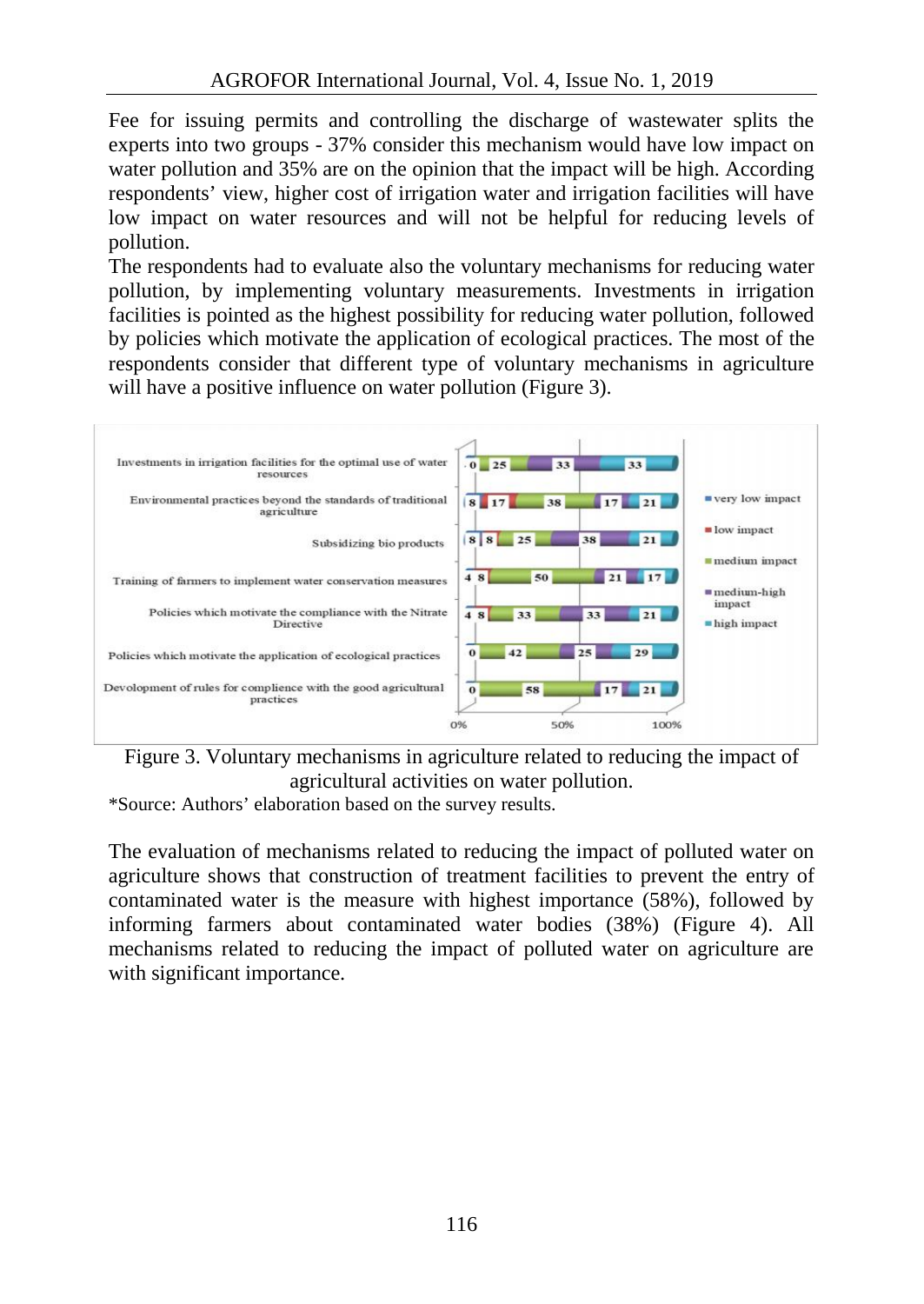Fee for issuing permits and controlling the discharge of wastewater splits the experts into two groups - 37% consider this mechanism would have low impact on water pollution and 35% are on the opinion that the impact will be high. According respondents' view, higher cost of irrigation water and irrigation facilities will have low impact on water resources and will not be helpful for reducing levels of pollution.

The respondents had to evaluate also the voluntary mechanisms for reducing water pollution, by implementing voluntary measurements. Investments in irrigation facilities is pointed as the highest possibility for reducing water pollution, followed by policies which motivate the application of ecological practices. The most of the respondents consider that different type of voluntary mechanisms in agriculture will have a positive influence on water pollution (Figure 3).

| Mechanism | very low impact | low impact | medium impact | medium-high impact | high impact |
|---|---|---|---|---|---|
| Investments in irrigation facilities for the optimal use of water resources | 0 | | 25 | 33 | 33 |
| Environmental practices beyond the standards of traditional agriculture | 8 | 17 | 38 | 17 | 21 |
| Subsidizing bio products | 8 | 8 | 25 | 38 | 21 |
| Training of farmers to implement water conservation measures | 4 | 8 | 50 | 21 | 17 |
| Policies which motivate the compliance with the Nitrate Directive | 4 | 8 | 33 | 33 | 21 |
| Policies which motivate the application of ecological practices | 0 | | 42 | 25 | 29 |
| Devolopment of rules for complience with the good agricultural practices | 0 | | 58 | 17 | 21 |

Figure 3. Voluntary mechanisms in agriculture related to reducing the impact of agricultural activities on water pollution.

*Source: Authors' elaboration based on the survey results.

The evaluation of mechanisms related to reducing the impact of polluted water on agriculture shows that construction of treatment facilities to prevent the entry of contaminated water is the measure with highest importance (58%), followed by informing farmers about contaminated water bodies (38%) (Figure 4). All mechanisms related to reducing the impact of polluted water on agriculture are with significant importance.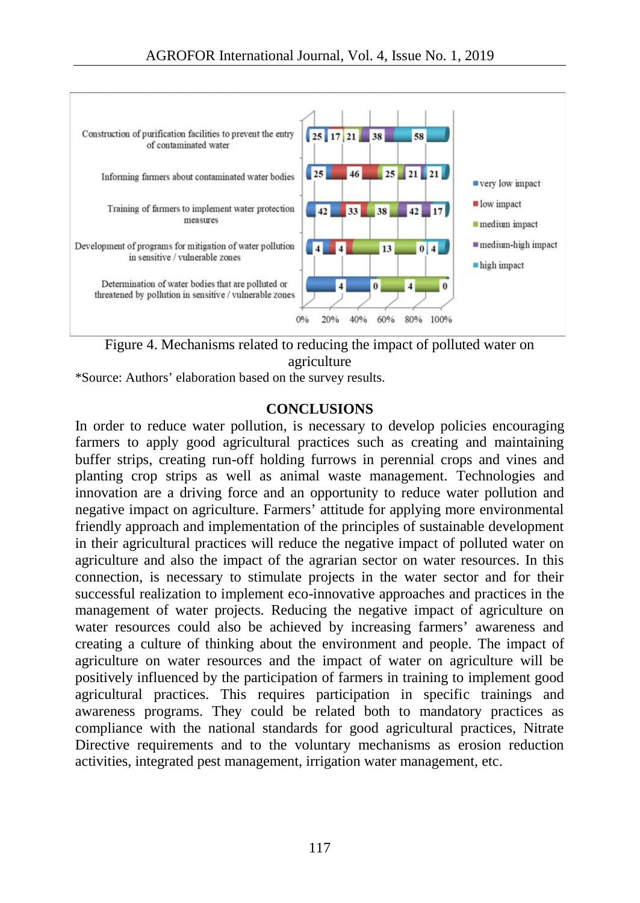Figure 4. Mechanisms related to reducing the impact of polluted water on agriculture

*Source: Authors' elaboration based on the survey results.

## CONCLUSIONS

In order to reduce water pollution, is necessary to develop policies encouraging farmers to apply good agricultural practices such as creating and maintaining buffer strips, creating run-off holding furrows in perennial crops and vines and planting crop strips as well as animal waste management. Technologies and innovation are a driving force and an opportunity to reduce water pollution and negative impact on agriculture. Farmers' attitude for applying more environmental friendly approach and implementation of the principles of sustainable development in their agricultural practices will reduce the negative impact of polluted water on agriculture and also the impact of the agrarian sector on water resources. In this connection, is necessary to stimulate projects in the water sector and for their successful realization to implement eco-innovative approaches and practices in the management of water projects. Reducing the negative impact of agriculture on water resources could also be achieved by increasing farmers' awareness and creating a culture of thinking about the environment and people. The impact of agriculture on water resources and the impact of water on agriculture will be positively influenced by the participation of farmers in training to implement good agricultural practices. This requires participation in specific trainings and awareness programs. They could be related both to mandatory practices as compliance with the national standards for good agricultural practices, Nitrate Directive requirements and to the voluntary mechanisms as erosion reduction activities, integrated pest management, irrigation water management, etc.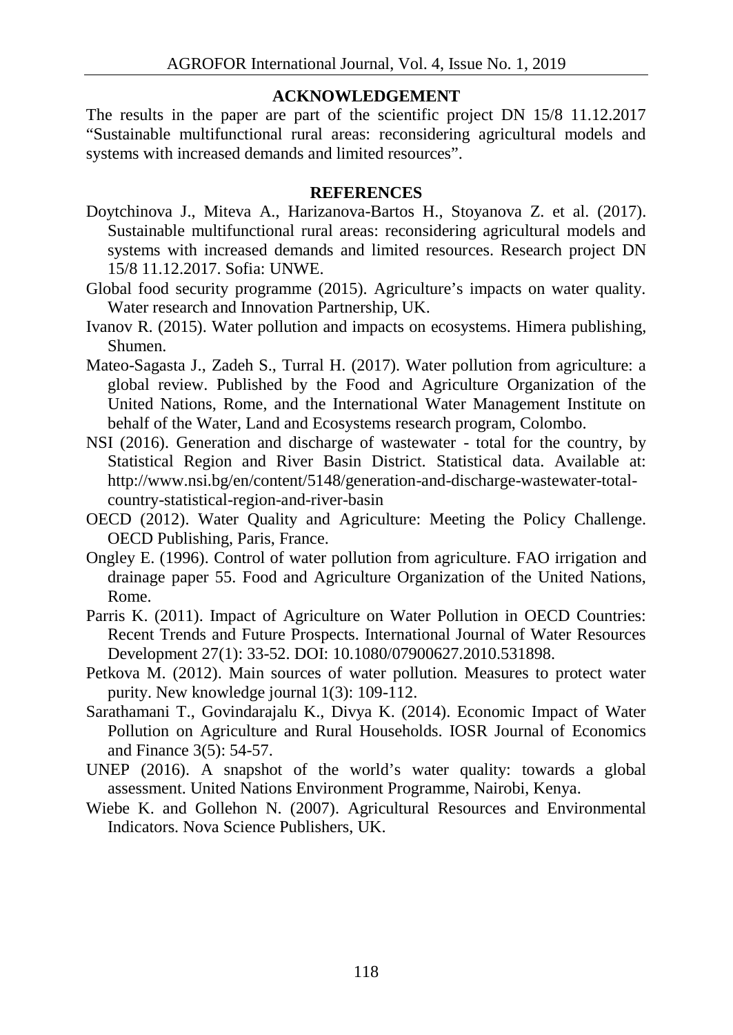## ACKNOWLEDGEMENT

The results in the paper are part of the scientific project DN 15/8 11.12.2017 “Sustainable multifunctional rural areas: reconsidering agricultural models and systems with increased demands and limited resources”.

## REFERENCES

Doytchinova J., Miteva A., Harizanova-Bartos H., Stoyanova Z. et al. (2017). Sustainable multifunctional rural areas: reconsidering agricultural models and systems with increased demands and limited resources. Research project DN 15/8 11.12.2017. Sofia: UNWE.

Global food security programme (2015). Agriculture’s impacts on water quality. Water research and Innovation Partnership, UK.

Ivanov R. (2015). Water pollution and impacts on ecosystems. Himera publishing, Shumen.

Mateo-Sagasta J., Zadeh S., Turral H. (2017). Water pollution from agriculture: a global review. Published by the Food and Agriculture Organization of the United Nations, Rome, and the International Water Management Institute on behalf of the Water, Land and Ecosystems research program, Colombo.

NSI (2016). Generation and discharge of wastewater - total for the country, by Statistical Region and River Basin District. Statistical data. Available at: http://www.nsi.bg/en/content/5148/generation-and-discharge-wastewater-total-country-statistical-region-and-river-basin

OECD (2012). Water Quality and Agriculture: Meeting the Policy Challenge. OECD Publishing, Paris, France.

Ongley E. (1996). Control of water pollution from agriculture. FAO irrigation and drainage paper 55. Food and Agriculture Organization of the United Nations, Rome.

Parris K. (2011). Impact of Agriculture on Water Pollution in OECD Countries: Recent Trends and Future Prospects. International Journal of Water Resources Development 27(1): 33-52. DOI: 10.1080/07900627.2010.531898.

Petkova M. (2012). Main sources of water pollution. Measures to protect water purity. New knowledge journal 1(3): 109-112.

Sarathamani T., Govindarajalu K., Divya K. (2014). Economic Impact of Water Pollution on Agriculture and Rural Households. IOSR Journal of Economics and Finance 3(5): 54-57.

UNEP (2016). A snapshot of the world’s water quality: towards a global assessment. United Nations Environment Programme, Nairobi, Kenya.

Wiebe K. and Gollehon N. (2007). Agricultural Resources and Environmental Indicators. Nova Science Publishers, UK.